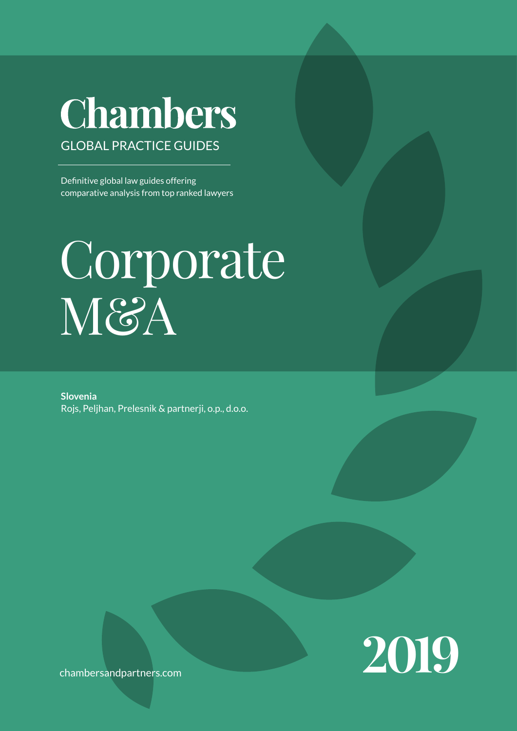# Chambers

GLOBAL PRACTICE GUIDES

Definitive global law guides offering comparative analysis from top ranked lawyers

# Corporate M&A

**Slovenia**
Rojs, Peljhan, Prelesnik & partnerji, o.p., d.o.o.

chambersandpartners.com

2019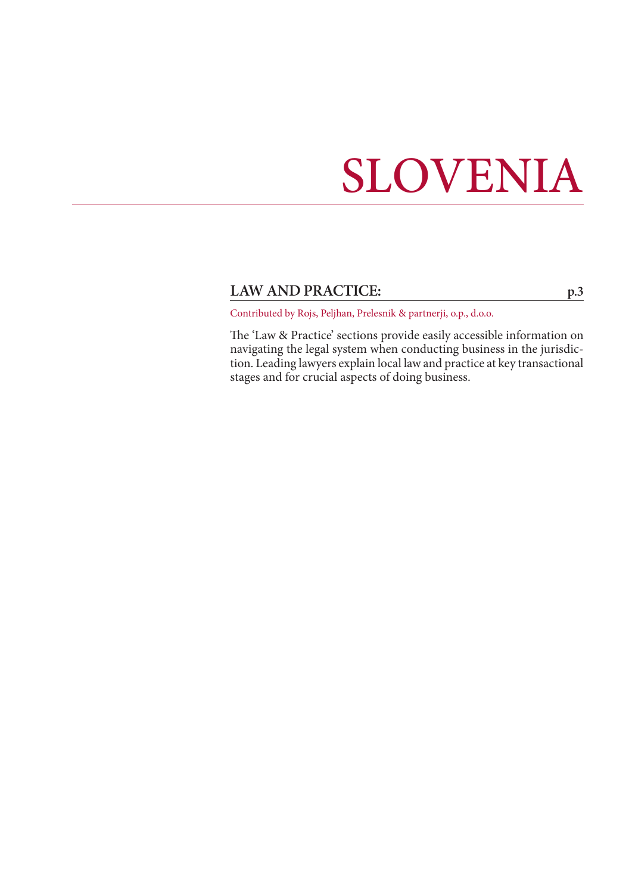# SLOVENIA

## LAW AND PRACTICE: p.3

Contributed by Rojs, Peljhan, Prelesnik & partnerji, o.p., d.o.o.

The 'Law & Practice' sections provide easily accessible information on navigating the legal system when conducting business in the jurisdiction. Leading lawyers explain local law and practice at key transactional stages and for crucial aspects of doing business.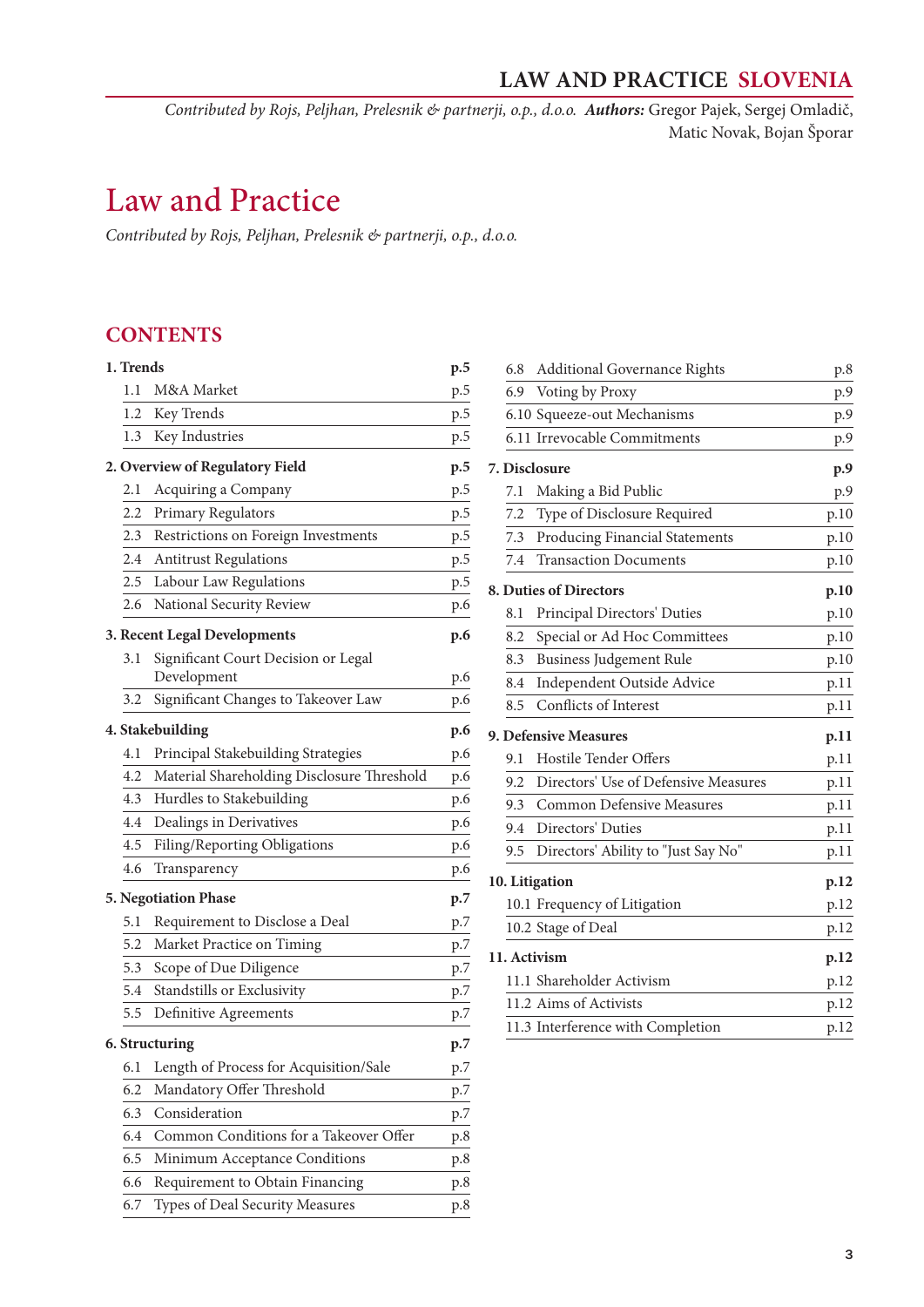# Law and Practice

*Contributed by Rojs, Peljhan, Prelesnik & partnerji, o.p., d.o.o.*

## CONTENTS

**1. Trends** p.5
- 1.1 M&A Market p.5
- 1.2 Key Trends p.5
- 1.3 Key Industries p.5

**2. Overview of Regulatory Field** p.5
- 2.1 Acquiring a Company p.5
- 2.2 Primary Regulators p.5
- 2.3 Restrictions on Foreign Investments p.5
- 2.4 Antitrust Regulations p.5
- 2.5 Labour Law Regulations p.5
- 2.6 National Security Review p.6

**3. Recent Legal Developments** p.6
- 3.1 Significant Court Decision or Legal Development p.6
- 3.2 Significant Changes to Takeover Law p.6

**4. Stakebuilding** p.6
- 4.1 Principal Stakebuilding Strategies p.6
- 4.2 Material Shareholding Disclosure Threshold p.6
- 4.3 Hurdles to Stakebuilding p.6
- 4.4 Dealings in Derivatives p.6
- 4.5 Filing/Reporting Obligations p.6
- 4.6 Transparency p.6

**5. Negotiation Phase** p.7
- 5.1 Requirement to Disclose a Deal p.7
- 5.2 Market Practice on Timing p.7
- 5.3 Scope of Due Diligence p.7
- 5.4 Standstills or Exclusivity p.7
- 5.5 Definitive Agreements p.7

**6. Structuring** p.7
- 6.1 Length of Process for Acquisition/Sale p.7
- 6.2 Mandatory Offer Threshold p.7
- 6.3 Consideration p.7
- 6.4 Common Conditions for a Takeover Offer p.8
- 6.5 Minimum Acceptance Conditions p.8
- 6.6 Requirement to Obtain Financing p.8
- 6.7 Types of Deal Security Measures p.8
- 6.8 Additional Governance Rights p.8
- 6.9 Voting by Proxy p.9
- 6.10 Squeeze-out Mechanisms p.9
- 6.11 Irrevocable Commitments p.9

**7. Disclosure** p.9
- 7.1 Making a Bid Public p.9
- 7.2 Type of Disclosure Required p.10
- 7.3 Producing Financial Statements p.10
- 7.4 Transaction Documents p.10

**8. Duties of Directors** p.10
- 8.1 Principal Directors' Duties p.10
- 8.2 Special or Ad Hoc Committees p.10
- 8.3 Business Judgement Rule p.10
- 8.4 Independent Outside Advice p.11
- 8.5 Conflicts of Interest p.11

**9. Defensive Measures** p.11
- 9.1 Hostile Tender Offers p.11
- 9.2 Directors' Use of Defensive Measures p.11
- 9.3 Common Defensive Measures p.11
- 9.4 Directors' Duties p.11
- 9.5 Directors' Ability to "Just Say No" p.11

**10. Litigation** p.12
- 10.1 Frequency of Litigation p.12
- 10.2 Stage of Deal p.12

**11. Activism** p.12
- 11.1 Shareholder Activism p.12
- 11.2 Aims of Activists p.12
- 11.3 Interference with Completion p.12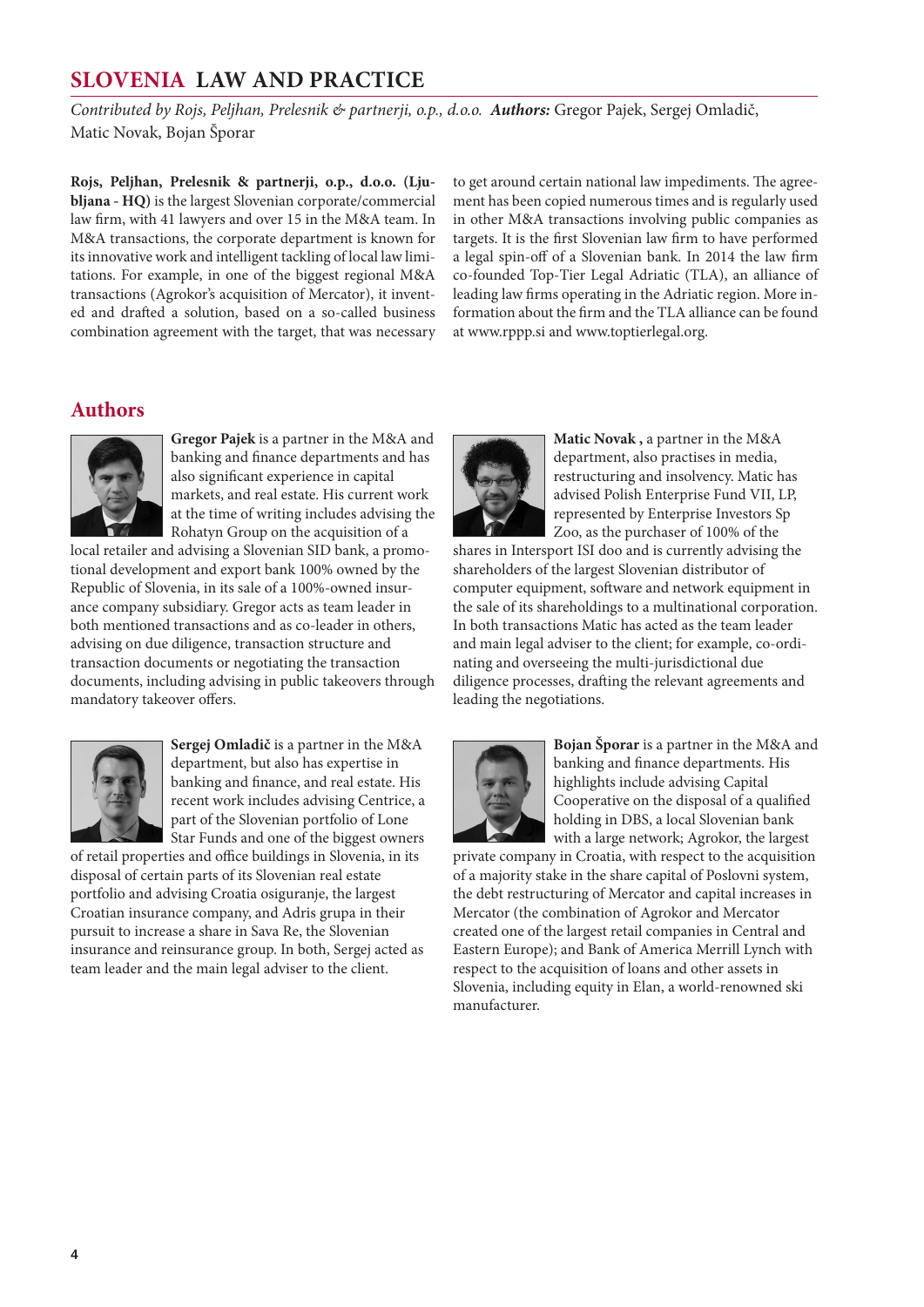# SLOVENIA LAW AND PRACTICE

*Contributed by Rojs, Peljhan, Prelesnik & partnerji, o.p., d.o.o.* ***Authors:*** Gregor Pajek, Sergej Omladič, Matic Novak, Bojan Šporar

**Rojs, Peljhan, Prelesnik & partnerji, o.p., d.o.o. (Ljubljana - HQ)** is the largest Slovenian corporate/commercial law firm, with 41 lawyers and over 15 in the M&A team. In M&A transactions, the corporate department is known for its innovative work and intelligent tackling of local law limitations. For example, in one of the biggest regional M&A transactions (Agrokor's acquisition of Mercator), it invented and drafted a solution, based on a so-called business combination agreement with the target, that was necessary to get around certain national law impediments. The agreement has been copied numerous times and is regularly used in other M&A transactions involving public companies as targets. It is the first Slovenian law firm to have performed a legal spin-off of a Slovenian bank. In 2014 the law firm co-founded Top-Tier Legal Adriatic (TLA), an alliance of leading law firms operating in the Adriatic region. More information about the firm and the TLA alliance can be found at www.rppp.si and www.toptierlegal.org.

## Authors

**Gregor Pajek** is a partner in the M&A and banking and finance departments and has also significant experience in capital markets, and real estate. His current work at the time of writing includes advising the Rohatyn Group on the acquisition of a local retailer and advising a Slovenian SID bank, a promotional development and export bank 100% owned by the Republic of Slovenia, in its sale of a 100%-owned insurance company subsidiary. Gregor acts as team leader in both mentioned transactions and as co-leader in others, advising on due diligence, transaction structure and transaction documents or negotiating the transaction documents, including advising in public takeovers through mandatory takeover offers.

**Sergej Omladič** is a partner in the M&A department, but also has expertise in banking and finance, and real estate. His recent work includes advising Centrice, a part of the Slovenian portfolio of Lone Star Funds and one of the biggest owners of retail properties and office buildings in Slovenia, in its disposal of certain parts of its Slovenian real estate portfolio and advising Croatia osiguranje, the largest Croatian insurance company, and Adris grupa in their pursuit to increase a share in Sava Re, the Slovenian insurance and reinsurance group. In both, Sergej acted as team leader and the main legal adviser to the client.

**Matic Novak ,** a partner in the M&A department, also practises in media, restructuring and insolvency. Matic has advised Polish Enterprise Fund VII, LP, represented by Enterprise Investors Sp Zoo, as the purchaser of 100% of the shares in Intersport ISI doo and is currently advising the shareholders of the largest Slovenian distributor of computer equipment, software and network equipment in the sale of its shareholdings to a multinational corporation. In both transactions Matic has acted as the team leader and main legal adviser to the client; for example, co-ordinating and overseeing the multi-jurisdictional due diligence processes, drafting the relevant agreements and leading the negotiations.

**Bojan Šporar** is a partner in the M&A and banking and finance departments. His highlights include advising Capital Cooperative on the disposal of a qualified holding in DBS, a local Slovenian bank with a large network; Agrokor, the largest private company in Croatia, with respect to the acquisition of a majority stake in the share capital of Poslovni system, the debt restructuring of Mercator and capital increases in Mercator (the combination of Agrokor and Mercator created one of the largest retail companies in Central and Eastern Europe); and Bank of America Merrill Lynch with respect to the acquisition of loans and other assets in Slovenia, including equity in Elan, a world-renowned ski manufacturer.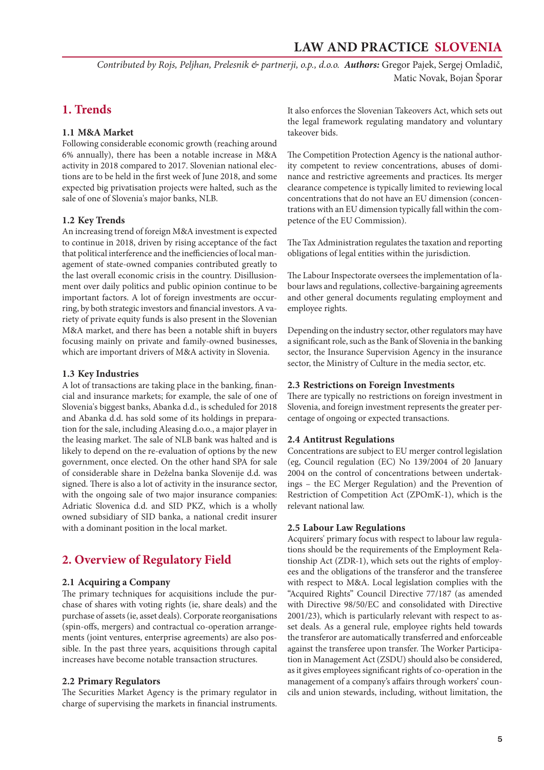*Contributed by Rojs, Peljhan, Prelesnik & partnerji, o.p., d.o.o.* ***Authors:*** Gregor Pajek, Sergej Omladič, Matic Novak, Bojan Šporar

# 1. Trends

### 1.1 M&A Market

Following considerable economic growth (reaching around 6% annually), there has been a notable increase in M&A activity in 2018 compared to 2017. Slovenian national elections are to be held in the first week of June 2018, and some expected big privatisation projects were halted, such as the sale of one of Slovenia's major banks, NLB.

### 1.2 Key Trends

An increasing trend of foreign M&A investment is expected to continue in 2018, driven by rising acceptance of the fact that political interference and the inefficiencies of local management of state-owned companies contributed greatly to the last overall economic crisis in the country. Disillusionment over daily politics and public opinion continue to be important factors. A lot of foreign investments are occurring, by both strategic investors and financial investors. A variety of private equity funds is also present in the Slovenian M&A market, and there has been a notable shift in buyers focusing mainly on private and family-owned businesses, which are important drivers of M&A activity in Slovenia.

### 1.3 Key Industries

A lot of transactions are taking place in the banking, financial and insurance markets; for example, the sale of one of Slovenia's biggest banks, Abanka d.d., is scheduled for 2018 and Abanka d.d. has sold some of its holdings in preparation for the sale, including Aleasing d.o.o., a major player in the leasing market. The sale of NLB bank was halted and is likely to depend on the re-evaluation of options by the new government, once elected. On the other hand SPA for sale of considerable share in Deželna banka Slovenije d.d. was signed. There is also a lot of activity in the insurance sector, with the ongoing sale of two major insurance companies: Adriatic Slovenica d.d. and SID PKZ, which is a wholly owned subsidiary of SID banka, a national credit insurer with a dominant position in the local market.

# 2. Overview of Regulatory Field

### 2.1 Acquiring a Company

The primary techniques for acquisitions include the purchase of shares with voting rights (ie, share deals) and the purchase of assets (ie, asset deals). Corporate reorganisations (spin-offs, mergers) and contractual co-operation arrangements (joint ventures, enterprise agreements) are also possible. In the past three years, acquisitions through capital increases have become notable transaction structures.

### 2.2 Primary Regulators

The Securities Market Agency is the primary regulator in charge of supervising the markets in financial instruments. It also enforces the Slovenian Takeovers Act, which sets out the legal framework regulating mandatory and voluntary takeover bids.

The Competition Protection Agency is the national authority competent to review concentrations, abuses of dominance and restrictive agreements and practices. Its merger clearance competence is typically limited to reviewing local concentrations that do not have an EU dimension (concentrations with an EU dimension typically fall within the competence of the EU Commission).

The Tax Administration regulates the taxation and reporting obligations of legal entities within the jurisdiction.

The Labour Inspectorate oversees the implementation of labour laws and regulations, collective-bargaining agreements and other general documents regulating employment and employee rights.

Depending on the industry sector, other regulators may have a significant role, such as the Bank of Slovenia in the banking sector, the Insurance Supervision Agency in the insurance sector, the Ministry of Culture in the media sector, etc.

### 2.3 Restrictions on Foreign Investments

There are typically no restrictions on foreign investment in Slovenia, and foreign investment represents the greater percentage of ongoing or expected transactions.

### 2.4 Antitrust Regulations

Concentrations are subject to EU merger control legislation (eg, Council regulation (EC) No 139/2004 of 20 January 2004 on the control of concentrations between undertakings – the EC Merger Regulation) and the Prevention of Restriction of Competition Act (ZPOmK-1), which is the relevant national law.

### 2.5 Labour Law Regulations

Acquirers' primary focus with respect to labour law regulations should be the requirements of the Employment Relationship Act (ZDR-1), which sets out the rights of employees and the obligations of the transferor and the transferee with respect to M&A. Local legislation complies with the "Acquired Rights" Council Directive 77/187 (as amended with Directive 98/50/EC and consolidated with Directive 2001/23), which is particularly relevant with respect to asset deals. As a general rule, employee rights held towards the transferor are automatically transferred and enforceable against the transferee upon transfer. The Worker Participation in Management Act (ZSDU) should also be considered, as it gives employees significant rights of co-operation in the management of a company's affairs through workers' councils and union stewards, including, without limitation, the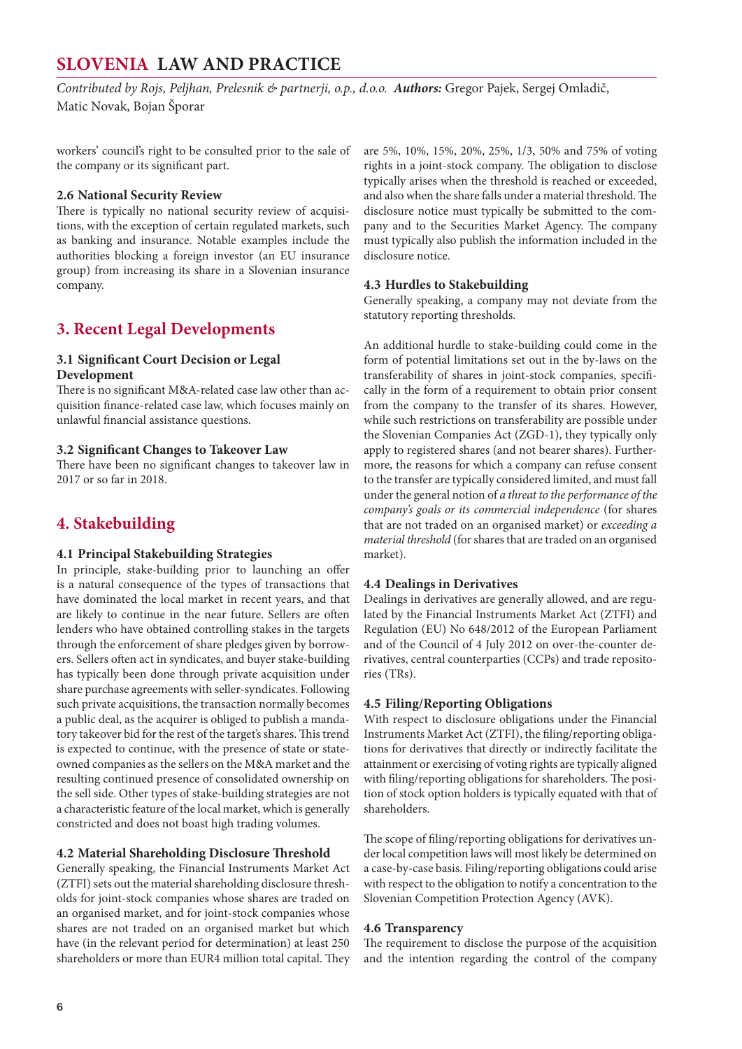workers' council's right to be consulted prior to the sale of the company or its significant part.

### 2.6 National Security Review

There is typically no national security review of acquisitions, with the exception of certain regulated markets, such as banking and insurance. Notable examples include the authorities blocking a foreign investor (an EU insurance group) from increasing its share in a Slovenian insurance company.

## 3. Recent Legal Developments

### 3.1 Significant Court Decision or Legal Development

There is no significant M&A-related case law other than acquisition finance-related case law, which focuses mainly on unlawful financial assistance questions.

### 3.2 Significant Changes to Takeover Law

There have been no significant changes to takeover law in 2017 or so far in 2018.

## 4. Stakebuilding

### 4.1 Principal Stakebuilding Strategies

In principle, stake-building prior to launching an offer is a natural consequence of the types of transactions that have dominated the local market in recent years, and that are likely to continue in the near future. Sellers are often lenders who have obtained controlling stakes in the targets through the enforcement of share pledges given by borrowers. Sellers often act in syndicates, and buyer stake-building has typically been done through private acquisition under share purchase agreements with seller-syndicates. Following such private acquisitions, the transaction normally becomes a public deal, as the acquirer is obliged to publish a mandatory takeover bid for the rest of the target's shares. This trend is expected to continue, with the presence of state or state-owned companies as the sellers on the M&A market and the resulting continued presence of consolidated ownership on the sell side. Other types of stake-building strategies are not a characteristic feature of the local market, which is generally constricted and does not boast high trading volumes.

### 4.2 Material Shareholding Disclosure Threshold

Generally speaking, the Financial Instruments Market Act (ZTFI) sets out the material shareholding disclosure thresholds for joint-stock companies whose shares are traded on an organised market, and for joint-stock companies whose shares are not traded on an organised market but which have (in the relevant period for determination) at least 250 shareholders or more than EUR4 million total capital. They are 5%, 10%, 15%, 20%, 25%, 1/3, 50% and 75% of voting rights in a joint-stock company. The obligation to disclose typically arises when the threshold is reached or exceeded, and also when the share falls under a material threshold. The disclosure notice must typically be submitted to the company and to the Securities Market Agency. The company must typically also publish the information included in the disclosure notice.

### 4.3 Hurdles to Stakebuilding

Generally speaking, a company may not deviate from the statutory reporting thresholds.

An additional hurdle to stake-building could come in the form of potential limitations set out in the by-laws on the transferability of shares in joint-stock companies, specifically in the form of a requirement to obtain prior consent from the company to the transfer of its shares. However, while such restrictions on transferability are possible under the Slovenian Companies Act (ZGD-1), they typically only apply to registered shares (and not bearer shares). Furthermore, the reasons for which a company can refuse consent to the transfer are typically considered limited, and must fall under the general notion of *a threat to the performance of the company's goals or its commercial independence* (for shares that are not traded on an organised market) or *exceeding a material threshold* (for shares that are traded on an organised market).

### 4.4 Dealings in Derivatives

Dealings in derivatives are generally allowed, and are regulated by the Financial Instruments Market Act (ZTFI) and Regulation (EU) No 648/2012 of the European Parliament and of the Council of 4 July 2012 on over-the-counter derivatives, central counterparties (CCPs) and trade repositories (TRs).

### 4.5 Filing/Reporting Obligations

With respect to disclosure obligations under the Financial Instruments Market Act (ZTFI), the filing/reporting obligations for derivatives that directly or indirectly facilitate the attainment or exercising of voting rights are typically aligned with filing/reporting obligations for shareholders. The position of stock option holders is typically equated with that of shareholders.

The scope of filing/reporting obligations for derivatives under local competition laws will most likely be determined on a case-by-case basis. Filing/reporting obligations could arise with respect to the obligation to notify a concentration to the Slovenian Competition Protection Agency (AVK).

### 4.6 Transparency

The requirement to disclose the purpose of the acquisition and the intention regarding the control of the company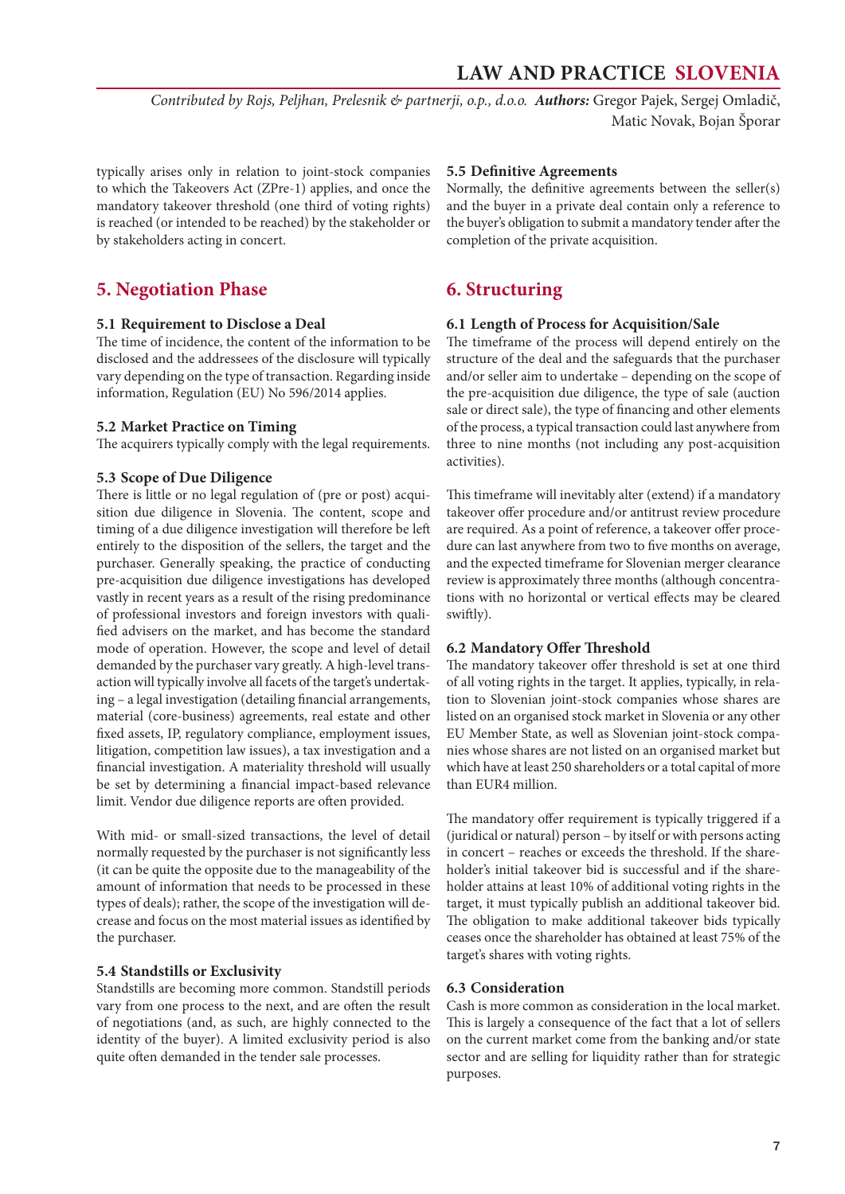typically arises only in relation to joint-stock companies to which the Takeovers Act (ZPre-1) applies, and once the mandatory takeover threshold (one third of voting rights) is reached (or intended to be reached) by the stakeholder or by stakeholders acting in concert.

## 5. Negotiation Phase

### 5.1 Requirement to Disclose a Deal

The time of incidence, the content of the information to be disclosed and the addressees of the disclosure will typically vary depending on the type of transaction. Regarding inside information, Regulation (EU) No 596/2014 applies.

### 5.2 Market Practice on Timing

The acquirers typically comply with the legal requirements.

### 5.3 Scope of Due Diligence

There is little or no legal regulation of (pre or post) acquisition due diligence in Slovenia. The content, scope and timing of a due diligence investigation will therefore be left entirely to the disposition of the sellers, the target and the purchaser. Generally speaking, the practice of conducting pre-acquisition due diligence investigations has developed vastly in recent years as a result of the rising predominance of professional investors and foreign investors with qualified advisers on the market, and has become the standard mode of operation. However, the scope and level of detail demanded by the purchaser vary greatly. A high-level transaction will typically involve all facets of the target's undertaking – a legal investigation (detailing financial arrangements, material (core-business) agreements, real estate and other fixed assets, IP, regulatory compliance, employment issues, litigation, competition law issues), a tax investigation and a financial investigation. A materiality threshold will usually be set by determining a financial impact-based relevance limit. Vendor due diligence reports are often provided.

With mid- or small-sized transactions, the level of detail normally requested by the purchaser is not significantly less (it can be quite the opposite due to the manageability of the amount of information that needs to be processed in these types of deals); rather, the scope of the investigation will decrease and focus on the most material issues as identified by the purchaser.

### 5.4 Standstills or Exclusivity

Standstills are becoming more common. Standstill periods vary from one process to the next, and are often the result of negotiations (and, as such, are highly connected to the identity of the buyer). A limited exclusivity period is also quite often demanded in the tender sale processes.

### 5.5 Definitive Agreements

Normally, the definitive agreements between the seller(s) and the buyer in a private deal contain only a reference to the buyer's obligation to submit a mandatory tender after the completion of the private acquisition.

## 6. Structuring

### 6.1 Length of Process for Acquisition/Sale

The timeframe of the process will depend entirely on the structure of the deal and the safeguards that the purchaser and/or seller aim to undertake – depending on the scope of the pre-acquisition due diligence, the type of sale (auction sale or direct sale), the type of financing and other elements of the process, a typical transaction could last anywhere from three to nine months (not including any post-acquisition activities).

This timeframe will inevitably alter (extend) if a mandatory takeover offer procedure and/or antitrust review procedure are required. As a point of reference, a takeover offer procedure can last anywhere from two to five months on average, and the expected timeframe for Slovenian merger clearance review is approximately three months (although concentrations with no horizontal or vertical effects may be cleared swiftly).

### 6.2 Mandatory Offer Threshold

The mandatory takeover offer threshold is set at one third of all voting rights in the target. It applies, typically, in relation to Slovenian joint-stock companies whose shares are listed on an organised stock market in Slovenia or any other EU Member State, as well as Slovenian joint-stock companies whose shares are not listed on an organised market but which have at least 250 shareholders or a total capital of more than EUR4 million.

The mandatory offer requirement is typically triggered if a (juridical or natural) person – by itself or with persons acting in concert – reaches or exceeds the threshold. If the shareholder's initial takeover bid is successful and if the shareholder attains at least 10% of additional voting rights in the target, it must typically publish an additional takeover bid. The obligation to make additional takeover bids typically ceases once the shareholder has obtained at least 75% of the target's shares with voting rights.

### 6.3 Consideration

Cash is more common as consideration in the local market. This is largely a consequence of the fact that a lot of sellers on the current market come from the banking and/or state sector and are selling for liquidity rather than for strategic purposes.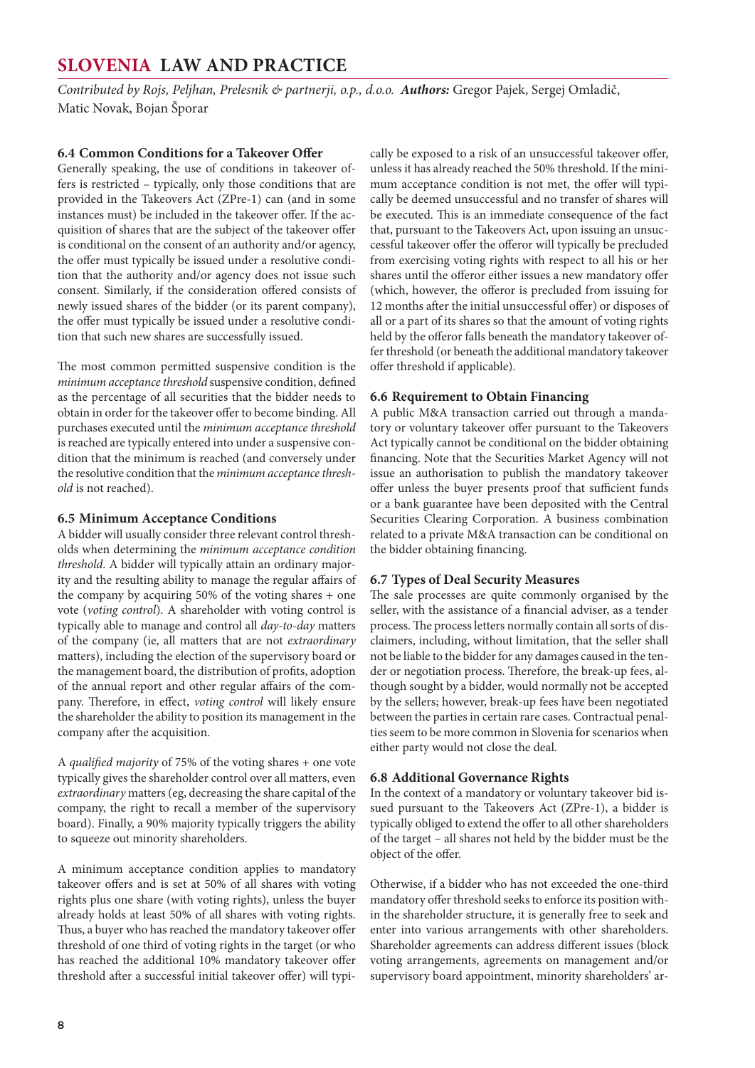### 6.4 Common Conditions for a Takeover Offer

Generally speaking, the use of conditions in takeover offers is restricted – typically, only those conditions that are provided in the Takeovers Act (ZPre-1) can (and in some instances must) be included in the takeover offer. If the acquisition of shares that are the subject of the takeover offer is conditional on the consent of an authority and/or agency, the offer must typically be issued under a resolutive condition that the authority and/or agency does not issue such consent. Similarly, if the consideration offered consists of newly issued shares of the bidder (or its parent company), the offer must typically be issued under a resolutive condition that such new shares are successfully issued.

The most common permitted suspensive condition is the *minimum acceptance threshold* suspensive condition, defined as the percentage of all securities that the bidder needs to obtain in order for the takeover offer to become binding. All purchases executed until the *minimum acceptance threshold* is reached are typically entered into under a suspensive condition that the minimum is reached (and conversely under the resolutive condition that the *minimum acceptance threshold* is not reached).

### 6.5 Minimum Acceptance Conditions

A bidder will usually consider three relevant control thresholds when determining the *minimum acceptance condition threshold*. A bidder will typically attain an ordinary majority and the resulting ability to manage the regular affairs of the company by acquiring 50% of the voting shares + one vote (*voting control*). A shareholder with voting control is typically able to manage and control all *day-to-day* matters of the company (ie, all matters that are not *extraordinary* matters), including the election of the supervisory board or the management board, the distribution of profits, adoption of the annual report and other regular affairs of the company. Therefore, in effect, *voting control* will likely ensure the shareholder the ability to position its management in the company after the acquisition.

A *qualified majority* of 75% of the voting shares + one vote typically gives the shareholder control over all matters, even *extraordinary* matters (eg, decreasing the share capital of the company, the right to recall a member of the supervisory board). Finally, a 90% majority typically triggers the ability to squeeze out minority shareholders.

A minimum acceptance condition applies to mandatory takeover offers and is set at 50% of all shares with voting rights plus one share (with voting rights), unless the buyer already holds at least 50% of all shares with voting rights. Thus, a buyer who has reached the mandatory takeover offer threshold of one third of voting rights in the target (or who has reached the additional 10% mandatory takeover offer threshold after a successful initial takeover offer) will typically be exposed to a risk of an unsuccessful takeover offer, unless it has already reached the 50% threshold. If the minimum acceptance condition is not met, the offer will typically be deemed unsuccessful and no transfer of shares will be executed. This is an immediate consequence of the fact that, pursuant to the Takeovers Act, upon issuing an unsuccessful takeover offer the offeror will typically be precluded from exercising voting rights with respect to all his or her shares until the offeror either issues a new mandatory offer (which, however, the offeror is precluded from issuing for 12 months after the initial unsuccessful offer) or disposes of all or a part of its shares so that the amount of voting rights held by the offeror falls beneath the mandatory takeover offer threshold (or beneath the additional mandatory takeover offer threshold if applicable).

### 6.6 Requirement to Obtain Financing

A public M&A transaction carried out through a mandatory or voluntary takeover offer pursuant to the Takeovers Act typically cannot be conditional on the bidder obtaining financing. Note that the Securities Market Agency will not issue an authorisation to publish the mandatory takeover offer unless the buyer presents proof that sufficient funds or a bank guarantee have been deposited with the Central Securities Clearing Corporation. A business combination related to a private M&A transaction can be conditional on the bidder obtaining financing.

### 6.7 Types of Deal Security Measures

The sale processes are quite commonly organised by the seller, with the assistance of a financial adviser, as a tender process. The process letters normally contain all sorts of disclaimers, including, without limitation, that the seller shall not be liable to the bidder for any damages caused in the tender or negotiation process. Therefore, the break-up fees, although sought by a bidder, would normally not be accepted by the sellers; however, break-up fees have been negotiated between the parties in certain rare cases. Contractual penalties seem to be more common in Slovenia for scenarios when either party would not close the deal.

### 6.8 Additional Governance Rights

In the context of a mandatory or voluntary takeover bid issued pursuant to the Takeovers Act (ZPre-1), a bidder is typically obliged to extend the offer to all other shareholders of the target – all shares not held by the bidder must be the object of the offer.

Otherwise, if a bidder who has not exceeded the one-third mandatory offer threshold seeks to enforce its position within the shareholder structure, it is generally free to seek and enter into various arrangements with other shareholders. Shareholder agreements can address different issues (block voting arrangements, agreements on management and/or supervisory board appointment, minority shareholders' ar-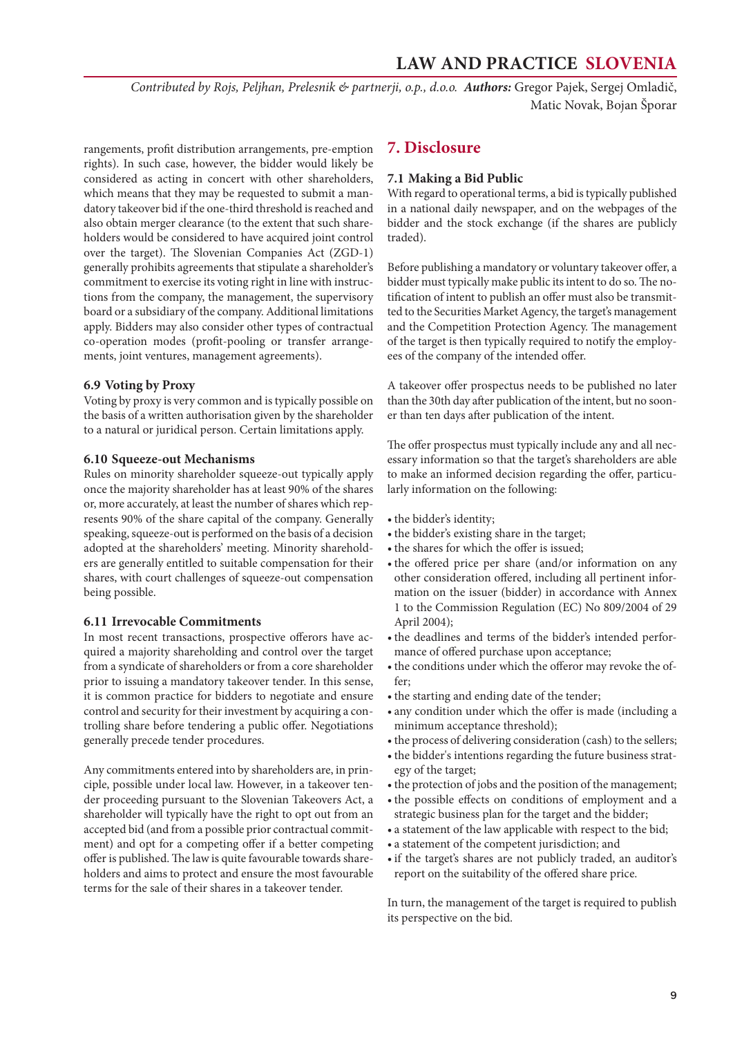rangements, profit distribution arrangements, pre-emption rights). In such case, however, the bidder would likely be considered as acting in concert with other shareholders, which means that they may be requested to submit a mandatory takeover bid if the one-third threshold is reached and also obtain merger clearance (to the extent that such shareholders would be considered to have acquired joint control over the target). The Slovenian Companies Act (ZGD-1) generally prohibits agreements that stipulate a shareholder's commitment to exercise its voting right in line with instructions from the company, the management, the supervisory board or a subsidiary of the company. Additional limitations apply. Bidders may also consider other types of contractual co-operation modes (profit-pooling or transfer arrangements, joint ventures, management agreements).

### 6.9 Voting by Proxy

Voting by proxy is very common and is typically possible on the basis of a written authorisation given by the shareholder to a natural or juridical person. Certain limitations apply.

### 6.10 Squeeze-out Mechanisms

Rules on minority shareholder squeeze-out typically apply once the majority shareholder has at least 90% of the shares or, more accurately, at least the number of shares which represents 90% of the share capital of the company. Generally speaking, squeeze-out is performed on the basis of a decision adopted at the shareholders' meeting. Minority shareholders are generally entitled to suitable compensation for their shares, with court challenges of squeeze-out compensation being possible.

### 6.11 Irrevocable Commitments

In most recent transactions, prospective offerors have acquired a majority shareholding and control over the target from a syndicate of shareholders or from a core shareholder prior to issuing a mandatory takeover tender. In this sense, it is common practice for bidders to negotiate and ensure control and security for their investment by acquiring a controlling share before tendering a public offer. Negotiations generally precede tender procedures.

Any commitments entered into by shareholders are, in principle, possible under local law. However, in a takeover tender proceeding pursuant to the Slovenian Takeovers Act, a shareholder will typically have the right to opt out from an accepted bid (and from a possible prior contractual commitment) and opt for a competing offer if a better competing offer is published. The law is quite favourable towards shareholders and aims to protect and ensure the most favourable terms for the sale of their shares in a takeover tender.

## 7. Disclosure

### 7.1 Making a Bid Public

With regard to operational terms, a bid is typically published in a national daily newspaper, and on the webpages of the bidder and the stock exchange (if the shares are publicly traded).

Before publishing a mandatory or voluntary takeover offer, a bidder must typically make public its intent to do so. The notification of intent to publish an offer must also be transmitted to the Securities Market Agency, the target's management and the Competition Protection Agency. The management of the target is then typically required to notify the employees of the company of the intended offer.

A takeover offer prospectus needs to be published no later than the 30th day after publication of the intent, but no sooner than ten days after publication of the intent.

The offer prospectus must typically include any and all necessary information so that the target's shareholders are able to make an informed decision regarding the offer, particularly information on the following:

- the bidder's identity;
- the bidder's existing share in the target;
- the shares for which the offer is issued;
- the offered price per share (and/or information on any other consideration offered, including all pertinent information on the issuer (bidder) in accordance with Annex 1 to the Commission Regulation (EC) No 809/2004 of 29 April 2004);
- the deadlines and terms of the bidder's intended performance of offered purchase upon acceptance;
- the conditions under which the offeror may revoke the offer;
- the starting and ending date of the tender;
- any condition under which the offer is made (including a minimum acceptance threshold);
- the process of delivering consideration (cash) to the sellers;
- the bidder's intentions regarding the future business strategy of the target;
- the protection of jobs and the position of the management;
- the possible effects on conditions of employment and a strategic business plan for the target and the bidder;
- a statement of the law applicable with respect to the bid;
- a statement of the competent jurisdiction; and
- if the target's shares are not publicly traded, an auditor's report on the suitability of the offered share price.

In turn, the management of the target is required to publish its perspective on the bid.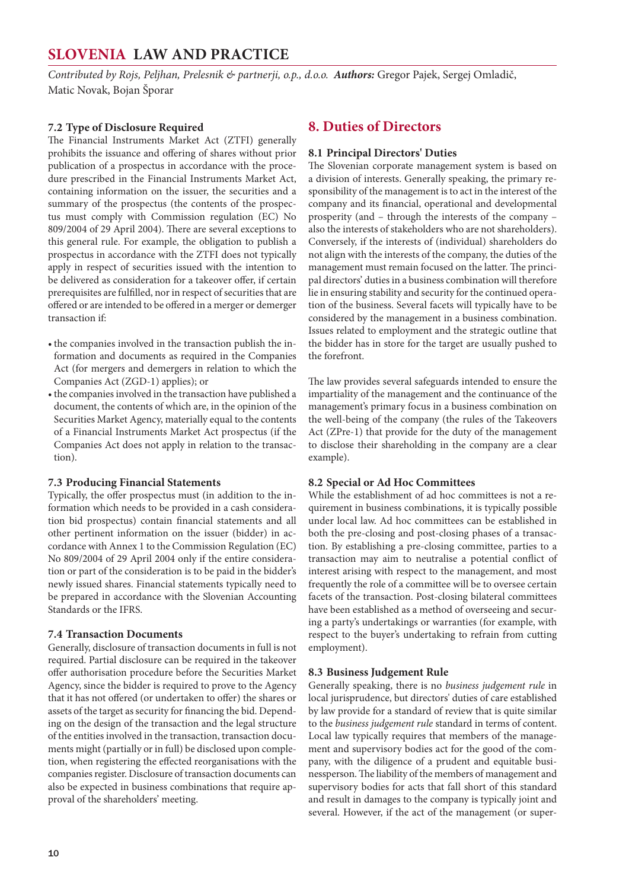### 7.2 Type of Disclosure Required

The Financial Instruments Market Act (ZTFI) generally prohibits the issuance and offering of shares without prior publication of a prospectus in accordance with the procedure prescribed in the Financial Instruments Market Act, containing information on the issuer, the securities and a summary of the prospectus (the contents of the prospectus must comply with Commission regulation (EC) No 809/2004 of 29 April 2004). There are several exceptions to this general rule. For example, the obligation to publish a prospectus in accordance with the ZTFI does not typically apply in respect of securities issued with the intention to be delivered as consideration for a takeover offer, if certain prerequisites are fulfilled, nor in respect of securities that are offered or are intended to be offered in a merger or demerger transaction if:

- the companies involved in the transaction publish the information and documents as required in the Companies Act (for mergers and demergers in relation to which the Companies Act (ZGD-1) applies); or
- the companies involved in the transaction have published a document, the contents of which are, in the opinion of the Securities Market Agency, materially equal to the contents of a Financial Instruments Market Act prospectus (if the Companies Act does not apply in relation to the transaction).

### 7.3 Producing Financial Statements

Typically, the offer prospectus must (in addition to the information which needs to be provided in a cash consideration bid prospectus) contain financial statements and all other pertinent information on the issuer (bidder) in accordance with Annex 1 to the Commission Regulation (EC) No 809/2004 of 29 April 2004 only if the entire consideration or part of the consideration is to be paid in the bidder's newly issued shares. Financial statements typically need to be prepared in accordance with the Slovenian Accounting Standards or the IFRS.

### 7.4 Transaction Documents

Generally, disclosure of transaction documents in full is not required. Partial disclosure can be required in the takeover offer authorisation procedure before the Securities Market Agency, since the bidder is required to prove to the Agency that it has not offered (or undertaken to offer) the shares or assets of the target as security for financing the bid. Depending on the design of the transaction and the legal structure of the entities involved in the transaction, transaction documents might (partially or in full) be disclosed upon completion, when registering the effected reorganisations with the companies register. Disclosure of transaction documents can also be expected in business combinations that require approval of the shareholders' meeting.

## 8. Duties of Directors

### 8.1 Principal Directors' Duties

The Slovenian corporate management system is based on a division of interests. Generally speaking, the primary responsibility of the management is to act in the interest of the company and its financial, operational and developmental prosperity (and – through the interests of the company – also the interests of stakeholders who are not shareholders). Conversely, if the interests of (individual) shareholders do not align with the interests of the company, the duties of the management must remain focused on the latter. The principal directors' duties in a business combination will therefore lie in ensuring stability and security for the continued operation of the business. Several facets will typically have to be considered by the management in a business combination. Issues related to employment and the strategic outline that the bidder has in store for the target are usually pushed to the forefront.

The law provides several safeguards intended to ensure the impartiality of the management and the continuance of the management's primary focus in a business combination on the well-being of the company (the rules of the Takeovers Act (ZPre-1) that provide for the duty of the management to disclose their shareholding in the company are a clear example).

### 8.2 Special or Ad Hoc Committees

While the establishment of ad hoc committees is not a requirement in business combinations, it is typically possible under local law. Ad hoc committees can be established in both the pre-closing and post-closing phases of a transaction. By establishing a pre-closing committee, parties to a transaction may aim to neutralise a potential conflict of interest arising with respect to the management, and most frequently the role of a committee will be to oversee certain facets of the transaction. Post-closing bilateral committees have been established as a method of overseeing and securing a party's undertakings or warranties (for example, with respect to the buyer's undertaking to refrain from cutting employment).

### 8.3 Business Judgement Rule

Generally speaking, there is no *business judgement rule* in local jurisprudence, but directors' duties of care established by law provide for a standard of review that is quite similar to the *business judgement rule* standard in terms of content. Local law typically requires that members of the management and supervisory bodies act for the good of the company, with the diligence of a prudent and equitable businessperson. The liability of the members of management and supervisory bodies for acts that fall short of this standard and result in damages to the company is typically joint and several. However, if the act of the management (or super-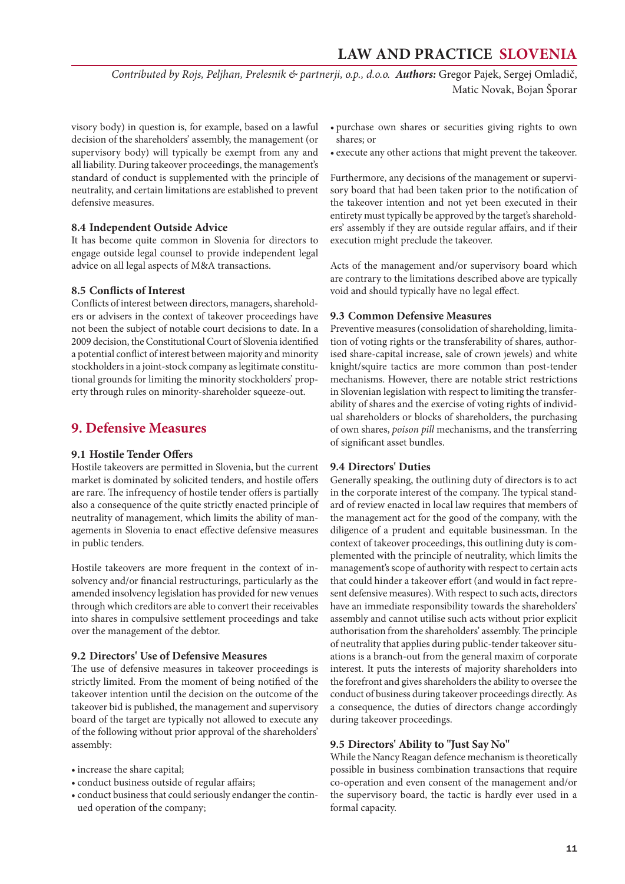visory body) in question is, for example, based on a lawful decision of the shareholders' assembly, the management (or supervisory body) will typically be exempt from any and all liability. During takeover proceedings, the management's standard of conduct is supplemented with the principle of neutrality, and certain limitations are established to prevent defensive measures.

### 8.4 Independent Outside Advice

It has become quite common in Slovenia for directors to engage outside legal counsel to provide independent legal advice on all legal aspects of M&A transactions.

### 8.5 Conflicts of Interest

Conflicts of interest between directors, managers, shareholders or advisers in the context of takeover proceedings have not been the subject of notable court decisions to date. In a 2009 decision, the Constitutional Court of Slovenia identified a potential conflict of interest between majority and minority stockholders in a joint-stock company as legitimate constitutional grounds for limiting the minority stockholders' property through rules on minority-shareholder squeeze-out.

## 9. Defensive Measures

### 9.1 Hostile Tender Offers

Hostile takeovers are permitted in Slovenia, but the current market is dominated by solicited tenders, and hostile offers are rare. The infrequency of hostile tender offers is partially also a consequence of the quite strictly enacted principle of neutrality of management, which limits the ability of managements in Slovenia to enact effective defensive measures in public tenders.

Hostile takeovers are more frequent in the context of insolvency and/or financial restructurings, particularly as the amended insolvency legislation has provided for new venues through which creditors are able to convert their receivables into shares in compulsive settlement proceedings and take over the management of the debtor.

### 9.2 Directors' Use of Defensive Measures

The use of defensive measures in takeover proceedings is strictly limited. From the moment of being notified of the takeover intention until the decision on the outcome of the takeover bid is published, the management and supervisory board of the target are typically not allowed to execute any of the following without prior approval of the shareholders' assembly:

- increase the share capital;
- conduct business outside of regular affairs;
- conduct business that could seriously endanger the continued operation of the company;
- purchase own shares or securities giving rights to own shares; or
- execute any other actions that might prevent the takeover.

Furthermore, any decisions of the management or supervisory board that had been taken prior to the notification of the takeover intention and not yet been executed in their entirety must typically be approved by the target's shareholders' assembly if they are outside regular affairs, and if their execution might preclude the takeover.

Acts of the management and/or supervisory board which are contrary to the limitations described above are typically void and should typically have no legal effect.

### 9.3 Common Defensive Measures

Preventive measures (consolidation of shareholding, limitation of voting rights or the transferability of shares, authorised share-capital increase, sale of crown jewels) and white knight/squire tactics are more common than post-tender mechanisms. However, there are notable strict restrictions in Slovenian legislation with respect to limiting the transferability of shares and the exercise of voting rights of individual shareholders or blocks of shareholders, the purchasing of own shares, *poison pill* mechanisms, and the transferring of significant asset bundles.

### 9.4 Directors' Duties

Generally speaking, the outlining duty of directors is to act in the corporate interest of the company. The typical standard of review enacted in local law requires that members of the management act for the good of the company, with the diligence of a prudent and equitable businessman. In the context of takeover proceedings, this outlining duty is complemented with the principle of neutrality, which limits the management's scope of authority with respect to certain acts that could hinder a takeover effort (and would in fact represent defensive measures). With respect to such acts, directors have an immediate responsibility towards the shareholders' assembly and cannot utilise such acts without prior explicit authorisation from the shareholders' assembly. The principle of neutrality that applies during public-tender takeover situations is a branch-out from the general maxim of corporate interest. It puts the interests of majority shareholders into the forefront and gives shareholders the ability to oversee the conduct of business during takeover proceedings directly. As a consequence, the duties of directors change accordingly during takeover proceedings.

### 9.5 Directors' Ability to "Just Say No"

While the Nancy Reagan defence mechanism is theoretically possible in business combination transactions that require co-operation and even consent of the management and/or the supervisory board, the tactic is hardly ever used in a formal capacity.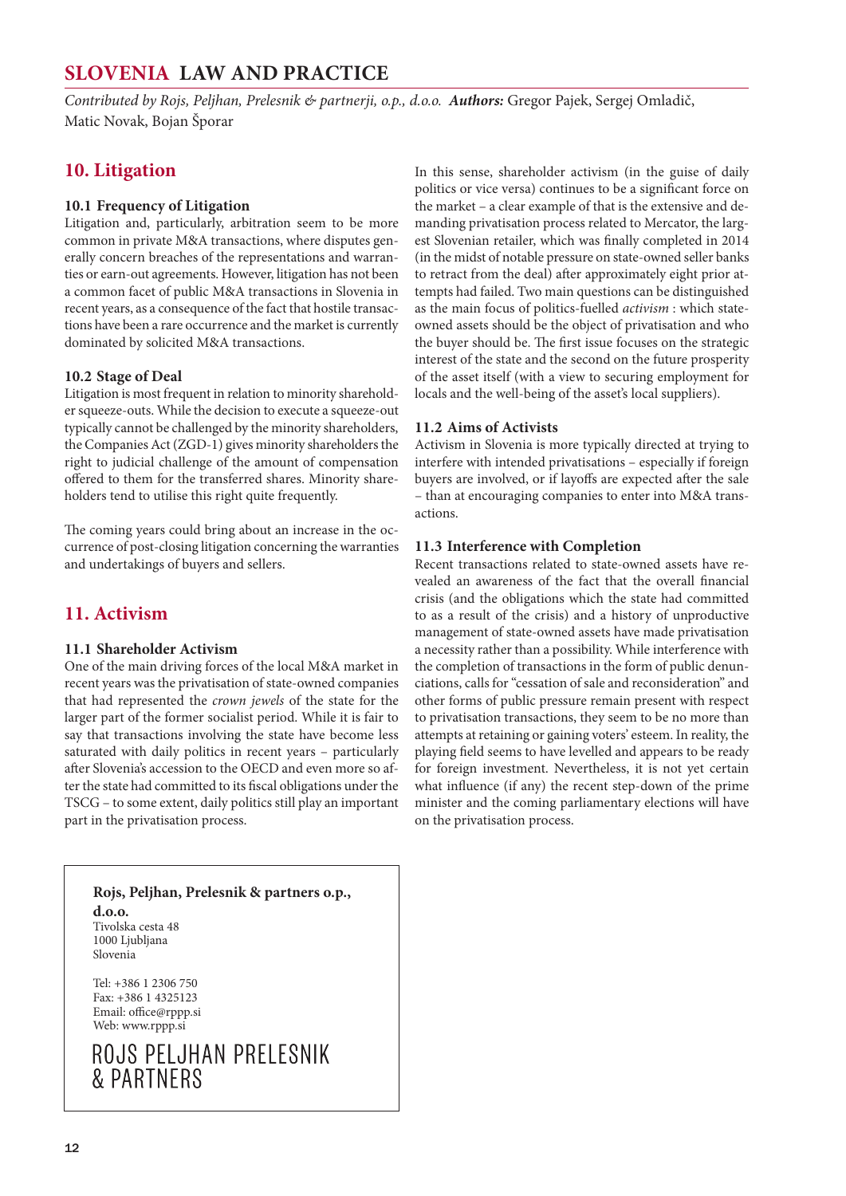## 10. Litigation

### 10.1 Frequency of Litigation

Litigation and, particularly, arbitration seem to be more common in private M&A transactions, where disputes generally concern breaches of the representations and warranties or earn-out agreements. However, litigation has not been a common facet of public M&A transactions in Slovenia in recent years, as a consequence of the fact that hostile transactions have been a rare occurrence and the market is currently dominated by solicited M&A transactions.

### 10.2 Stage of Deal

Litigation is most frequent in relation to minority shareholder squeeze-outs. While the decision to execute a squeeze-out typically cannot be challenged by the minority shareholders, the Companies Act (ZGD-1) gives minority shareholders the right to judicial challenge of the amount of compensation offered to them for the transferred shares. Minority shareholders tend to utilise this right quite frequently.

The coming years could bring about an increase in the occurrence of post-closing litigation concerning the warranties and undertakings of buyers and sellers.

## 11. Activism

### 11.1 Shareholder Activism

One of the main driving forces of the local M&A market in recent years was the privatisation of state-owned companies that had represented the *crown jewels* of the state for the larger part of the former socialist period. While it is fair to say that transactions involving the state have become less saturated with daily politics in recent years – particularly after Slovenia's accession to the OECD and even more so after the state had committed to its fiscal obligations under the TSCG – to some extent, daily politics still play an important part in the privatisation process.

In this sense, shareholder activism (in the guise of daily politics or vice versa) continues to be a significant force on the market – a clear example of that is the extensive and demanding privatisation process related to Mercator, the largest Slovenian retailer, which was finally completed in 2014 (in the midst of notable pressure on state-owned seller banks to retract from the deal) after approximately eight prior attempts had failed. Two main questions can be distinguished as the main focus of politics-fuelled *activism* : which state-owned assets should be the object of privatisation and who the buyer should be. The first issue focuses on the strategic interest of the state and the second on the future prosperity of the asset itself (with a view to securing employment for locals and the well-being of the asset's local suppliers).

### 11.2 Aims of Activists

Activism in Slovenia is more typically directed at trying to interfere with intended privatisations – especially if foreign buyers are involved, or if layoffs are expected after the sale – than at encouraging companies to enter into M&A transactions.

### 11.3 Interference with Completion

Recent transactions related to state-owned assets have revealed an awareness of the fact that the overall financial crisis (and the obligations which the state had committed to as a result of the crisis) and a history of unproductive management of state-owned assets have made privatisation a necessity rather than a possibility. While interference with the completion of transactions in the form of public denunciations, calls for "cessation of sale and reconsideration" and other forms of public pressure remain present with respect to privatisation transactions, they seem to be no more than attempts at retaining or gaining voters' esteem. In reality, the playing field seems to have levelled and appears to be ready for foreign investment. Nevertheless, it is not yet certain what influence (if any) the recent step-down of the prime minister and the coming parliamentary elections will have on the privatisation process.

**Rojs, Peljhan, Prelesnik & partners o.p., d.o.o.**
Tivolska cesta 48
1000 Ljubljana
Slovenia

Tel: +386 1 2306 750
Fax: +386 1 4325123
Email: office@rppp.si
Web: www.rppp.si

ROJS PELJHAN PRELESNIK & PARTNERS